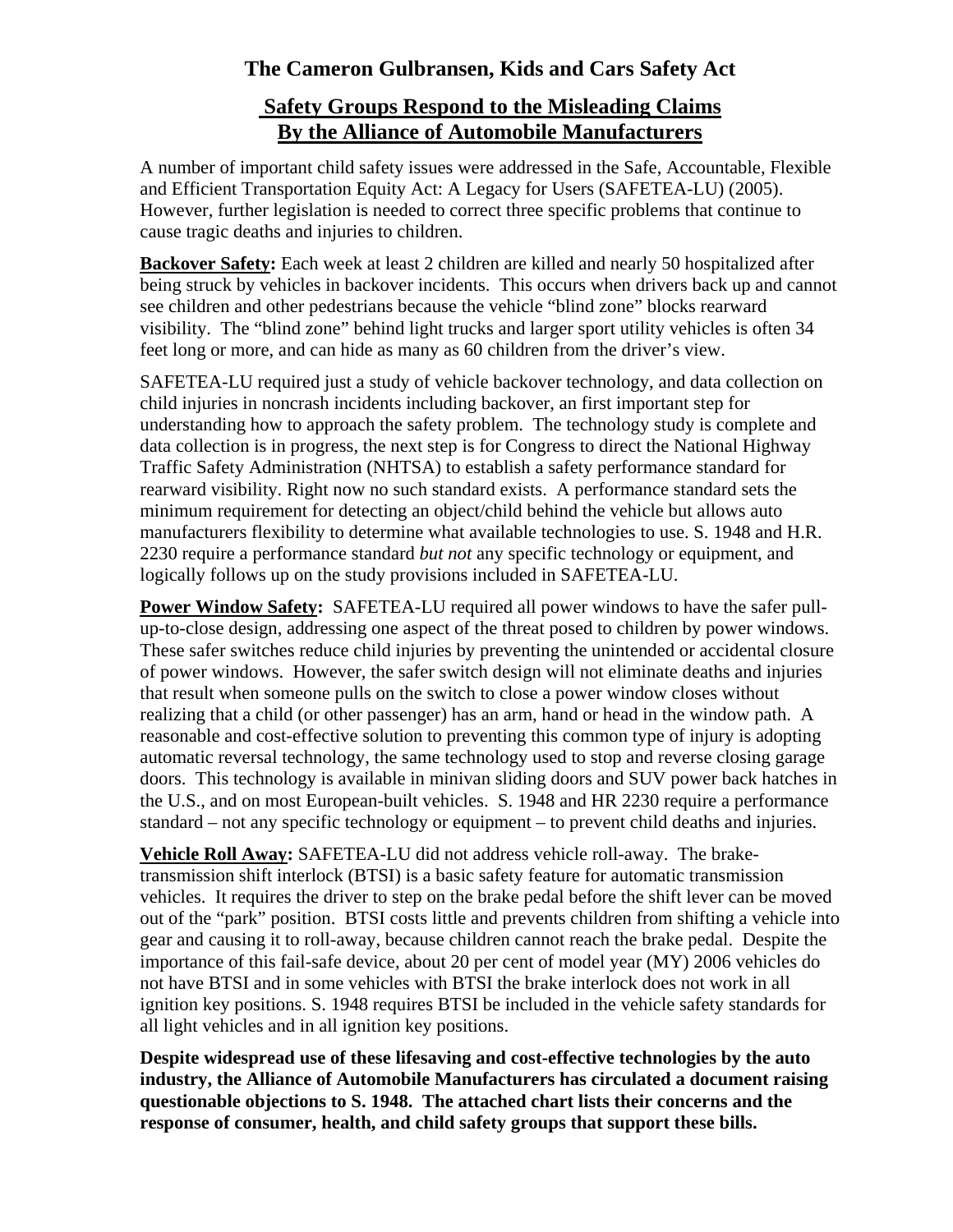# The Cameron Gulbransen, Kids and Cars Safety Act

## Safety Groups Respond to the Misleading Claims By the Alliance of Automobile Manufacturers

A number of important child safety issues were addressed in the Safe, Accountable, Flexible and Efficient Transportation Equity Act: A Legacy for Users (SAFETEA-LU) (2005). However, further legislation is needed to correct three specific problems that continue to cause tragic deaths and injuries to children.

**Backover Safety:** Each week at least 2 children are killed and nearly 50 hospitalized after being struck by vehicles in backover incidents. This occurs when drivers back up and cannot see children and other pedestrians because the vehicle "blind zone" blocks rearward visibility. The "blind zone" behind light trucks and larger sport utility vehicles is often 34 feet long or more, and can hide as many as 60 children from the driver's view.

SAFETEA-LU required just a study of vehicle backover technology, and data collection on child injuries in noncrash incidents including backover, an first important step for understanding how to approach the safety problem. The technology study is complete and data collection is in progress, the next step is for Congress to direct the National Highway Traffic Safety Administration (NHTSA) to establish a safety performance standard for rearward visibility. Right now no such standard exists. A performance standard sets the minimum requirement for detecting an object/child behind the vehicle but allows auto manufacturers flexibility to determine what available technologies to use. S. 1948 and H.R. 2230 require a performance standard *but not* any specific technology or equipment, and logically follows up on the study provisions included in SAFETEA-LU.

**Power Window Safety:** SAFETEA-LU required all power windows to have the safer pull-up-to-close design, addressing one aspect of the threat posed to children by power windows. These safer switches reduce child injuries by preventing the unintended or accidental closure of power windows. However, the safer switch design will not eliminate deaths and injuries that result when someone pulls on the switch to close a power window closes without realizing that a child (or other passenger) has an arm, hand or head in the window path. A reasonable and cost-effective solution to preventing this common type of injury is adopting automatic reversal technology, the same technology used to stop and reverse closing garage doors. This technology is available in minivan sliding doors and SUV power back hatches in the U.S., and on most European-built vehicles. S. 1948 and HR 2230 require a performance standard – not any specific technology or equipment – to prevent child deaths and injuries.

**Vehicle Roll Away:** SAFETEA-LU did not address vehicle roll-away. The brake-transmission shift interlock (BTSI) is a basic safety feature for automatic transmission vehicles. It requires the driver to step on the brake pedal before the shift lever can be moved out of the "park" position. BTSI costs little and prevents children from shifting a vehicle into gear and causing it to roll-away, because children cannot reach the brake pedal. Despite the importance of this fail-safe device, about 20 per cent of model year (MY) 2006 vehicles do not have BTSI and in some vehicles with BTSI the brake interlock does not work in all ignition key positions. S. 1948 requires BTSI be included in the vehicle safety standards for all light vehicles and in all ignition key positions.

**Despite widespread use of these lifesaving and cost-effective technologies by the auto industry, the Alliance of Automobile Manufacturers has circulated a document raising questionable objections to S. 1948. The attached chart lists their concerns and the response of consumer, health, and child safety groups that support these bills.**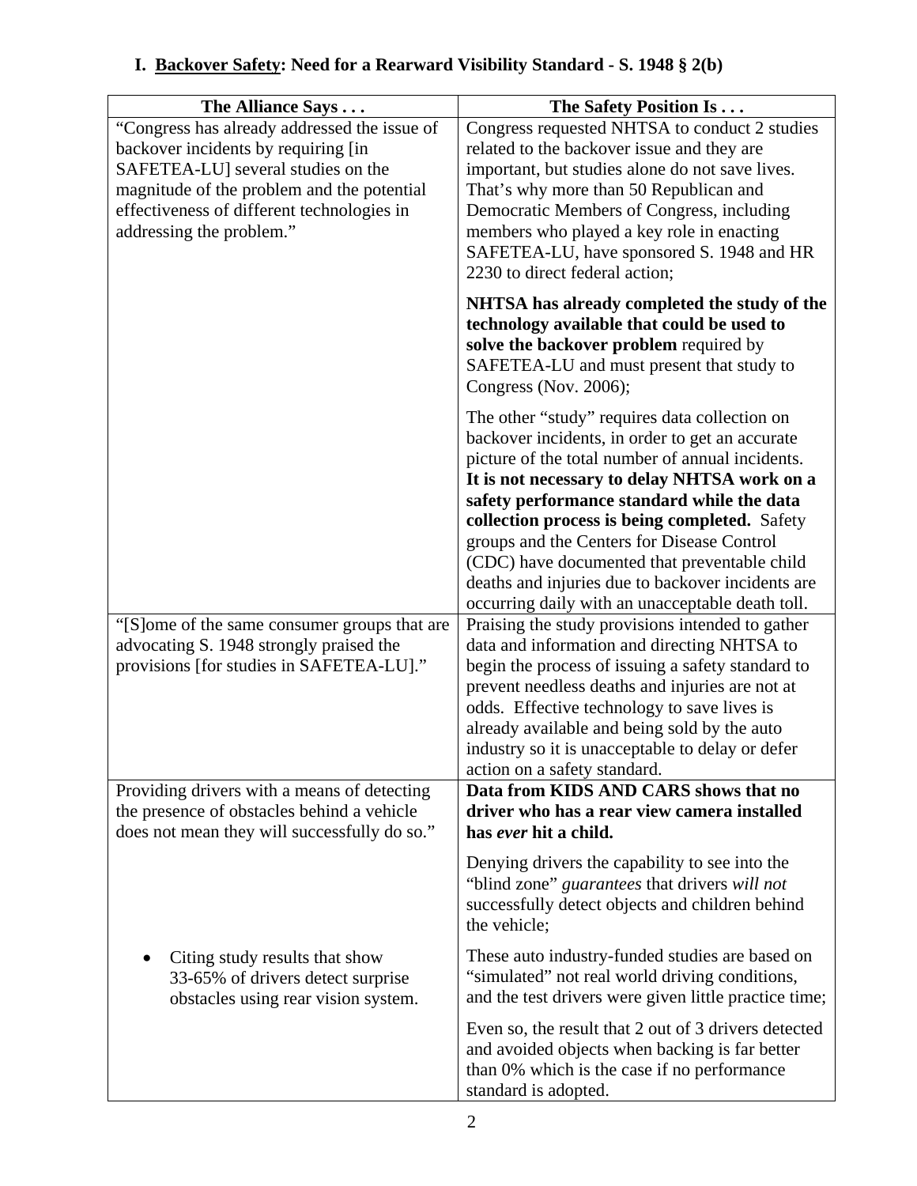## I. <u>Backover Safety</u>: Need for a Rearward Visibility Standard - S. 1948 § 2(b)

| The Alliance Says . . . | The Safety Position Is . . . |
|---|---|
| "Congress has already addressed the issue of backover incidents by requiring [in SAFETEA-LU] several studies on the magnitude of the problem and the potential effectiveness of different technologies in addressing the problem." | Congress requested NHTSA to conduct 2 studies related to the backover issue and they are important, but studies alone do not save lives. That's why more than 50 Republican and Democratic Members of Congress, including members who played a key role in enacting SAFETEA-LU, have sponsored S. 1948 and HR 2230 to direct federal action;<br><br>**NHTSA has already completed the study of the technology available that could be used to solve the backover problem** required by SAFETEA-LU and must present that study to Congress (Nov. 2006);<br><br>The other "study" requires data collection on backover incidents, in order to get an accurate picture of the total number of annual incidents. **It is not necessary to delay NHTSA work on a safety performance standard while the data collection process is being completed.** Safety groups and the Centers for Disease Control (CDC) have documented that preventable child deaths and injuries due to backover incidents are occurring daily with an unacceptable death toll. |
| "[S]ome of the same consumer groups that are advocating S. 1948 strongly praised the provisions [for studies in SAFETEA-LU]." | Praising the study provisions intended to gather data and information and directing NHTSA to begin the process of issuing a safety standard to prevent needless deaths and injuries are not at odds. Effective technology to save lives is already available and being sold by the auto industry so it is unacceptable to delay or defer action on a safety standard. |
| Providing drivers with a means of detecting the presence of obstacles behind a vehicle does not mean they will successfully do so." | **Data from KIDS AND CARS shows that no driver who has a rear view camera installed has *ever* hit a child.**<br><br>Denying drivers the capability to see into the "blind zone" *guarantees* that drivers *will not* successfully detect objects and children behind the vehicle; |
| • Citing study results that show 33-65% of drivers detect surprise obstacles using rear vision system. | These auto industry-funded studies are based on "simulated" not real world driving conditions, and the test drivers were given little practice time;<br><br>Even so, the result that 2 out of 3 drivers detected and avoided objects when backing is far better than 0% which is the case if no performance standard is adopted. |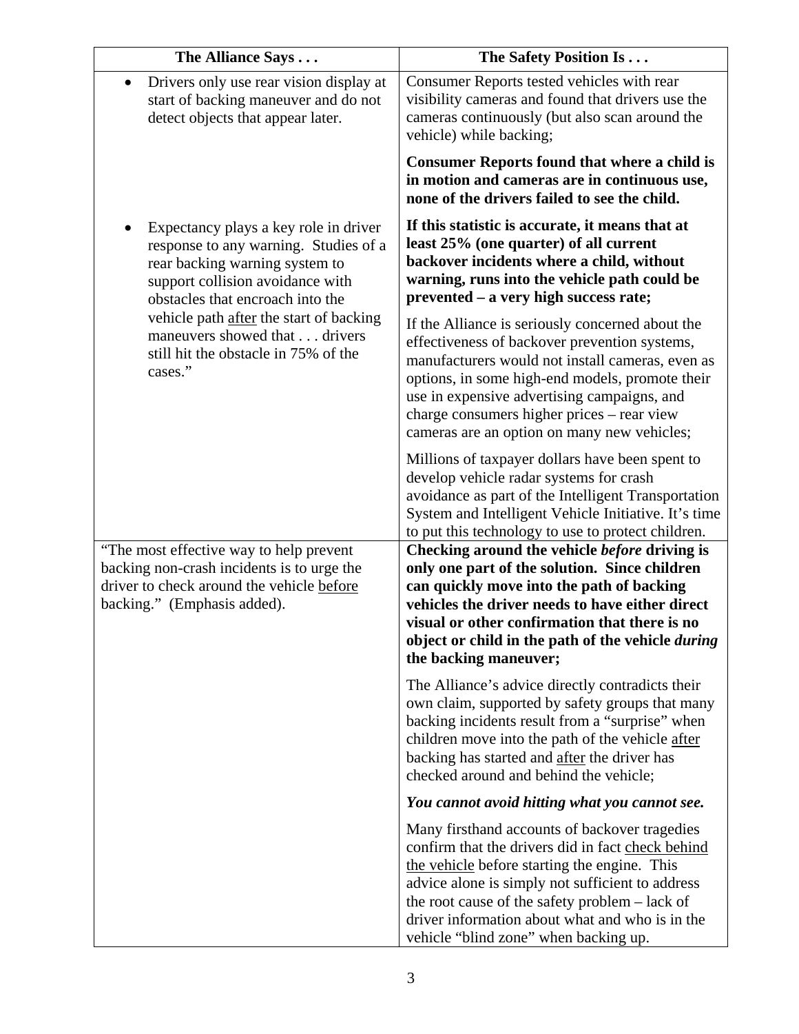| The Alliance Says . . . | The Safety Position Is . . . |
|---|---|
| • Drivers only use rear vision display at start of backing maneuver and do not detect objects that appear later. | Consumer Reports tested vehicles with rear visibility cameras and found that drivers use the cameras continuously (but also scan around the vehicle) while backing;<br><br>**Consumer Reports found that where a child is in motion and cameras are in continuous use, none of the drivers failed to see the child.** |
| • Expectancy plays a key role in driver response to any warning. Studies of a rear backing warning system to support collision avoidance with obstacles that encroach into the vehicle path <u>after</u> the start of backing maneuvers showed that . . . drivers still hit the obstacle in 75% of the cases." | **If this statistic is accurate, it means that at least 25% (one quarter) of all current backover incidents where a child, without warning, runs into the vehicle path could be prevented – a very high success rate;**<br><br>If the Alliance is seriously concerned about the effectiveness of backover prevention systems, manufacturers would not install cameras, even as options, in some high-end models, promote their use in expensive advertising campaigns, and charge consumers higher prices – rear view cameras are an option on many new vehicles;<br><br>Millions of taxpayer dollars have been spent to develop vehicle radar systems for crash avoidance as part of the Intelligent Transportation System and Intelligent Vehicle Initiative. It's time to put this technology to use to protect children. |
| "The most effective way to help prevent backing non-crash incidents is to urge the driver to check around the vehicle <u>before</u> backing." (Emphasis added). | **Checking around the vehicle *before* driving is only one part of the solution. Since children can quickly move into the path of backing vehicles the driver needs to have either direct visual or other confirmation that there is no object or child in the path of the vehicle *during* the backing maneuver;**<br><br>The Alliance's advice directly contradicts their own claim, supported by safety groups that many backing incidents result from a "surprise" when children move into the path of the vehicle <u>after</u> backing has started and <u>after</u> the driver has checked around and behind the vehicle;<br><br>***You cannot avoid hitting what you cannot see.***<br><br>Many firsthand accounts of backover tragedies confirm that the drivers did in fact <u>check behind the vehicle</u> before starting the engine. This advice alone is simply not sufficient to address the root cause of the safety problem – lack of driver information about what and who is in the vehicle "blind zone" when backing up. |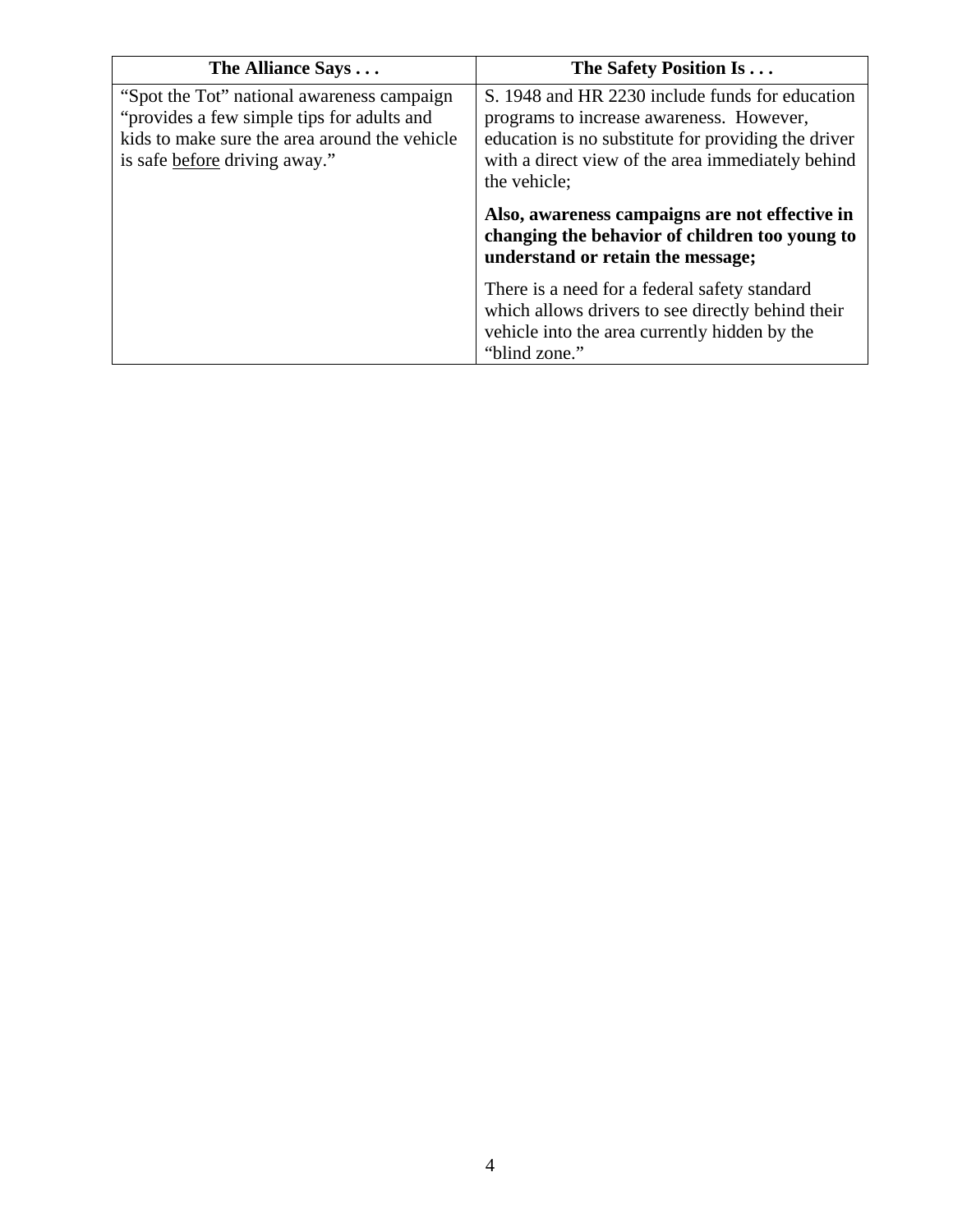| The Alliance Says . . . | The Safety Position Is . . . |
|---|---|
| "Spot the Tot" national awareness campaign "provides a few simple tips for adults and kids to make sure the area around the vehicle is safe <u>before</u> driving away." | S. 1948 and HR 2230 include funds for education programs to increase awareness. However, education is no substitute for providing the driver with a direct view of the area immediately behind the vehicle;<br><br>**Also, awareness campaigns are not effective in changing the behavior of children too young to understand or retain the message;**<br><br>There is a need for a federal safety standard which allows drivers to see directly behind their vehicle into the area currently hidden by the "blind zone." |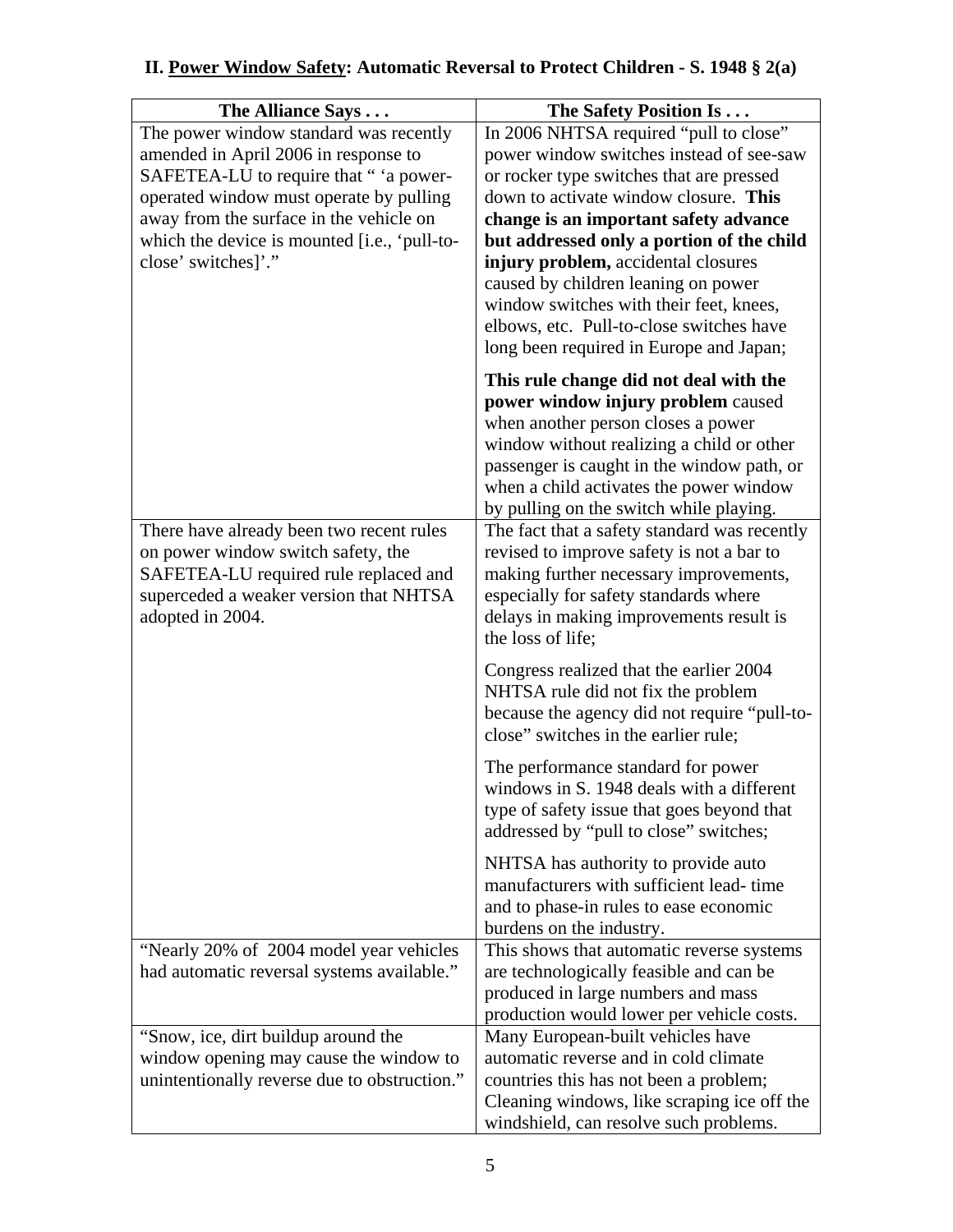## II. Power Window Safety: Automatic Reversal to Protect Children - S. 1948 § 2(a)

| The Alliance Says . . . | The Safety Position Is . . . |
|---|---|
| The power window standard was recently amended in April 2006 in response to SAFETEA-LU to require that " 'a power-operated window must operate by pulling away from the surface in the vehicle on which the device is mounted [i.e., 'pull-to-close' switches]'." | In 2006 NHTSA required "pull to close" power window switches instead of see-saw or rocker type switches that are pressed down to activate window closure. **This change is an important safety advance but addressed only a portion of the child injury problem,** accidental closures caused by children leaning on power window switches with their feet, knees, elbows, etc. Pull-to-close switches have long been required in Europe and Japan;<br><br>**This rule change did not deal with the power window injury problem** caused when another person closes a power window without realizing a child or other passenger is caught in the window path, or when a child activates the power window by pulling on the switch while playing. |
| There have already been two recent rules on power window switch safety, the SAFETEA-LU required rule replaced and superceded a weaker version that NHTSA adopted in 2004. | The fact that a safety standard was recently revised to improve safety is not a bar to making further necessary improvements, especially for safety standards where delays in making improvements result is the loss of life;<br><br>Congress realized that the earlier 2004 NHTSA rule did not fix the problem because the agency did not require "pull-to-close" switches in the earlier rule;<br><br>The performance standard for power windows in S. 1948 deals with a different type of safety issue that goes beyond that addressed by "pull to close" switches;<br><br>NHTSA has authority to provide auto manufacturers with sufficient lead- time and to phase-in rules to ease economic burdens on the industry. |
| "Nearly 20% of 2004 model year vehicles had automatic reversal systems available." | This shows that automatic reverse systems are technologically feasible and can be produced in large numbers and mass production would lower per vehicle costs. |
| "Snow, ice, dirt buildup around the window opening may cause the window to unintentionally reverse due to obstruction." | Many European-built vehicles have automatic reverse and in cold climate countries this has not been a problem; Cleaning windows, like scraping ice off the windshield, can resolve such problems. |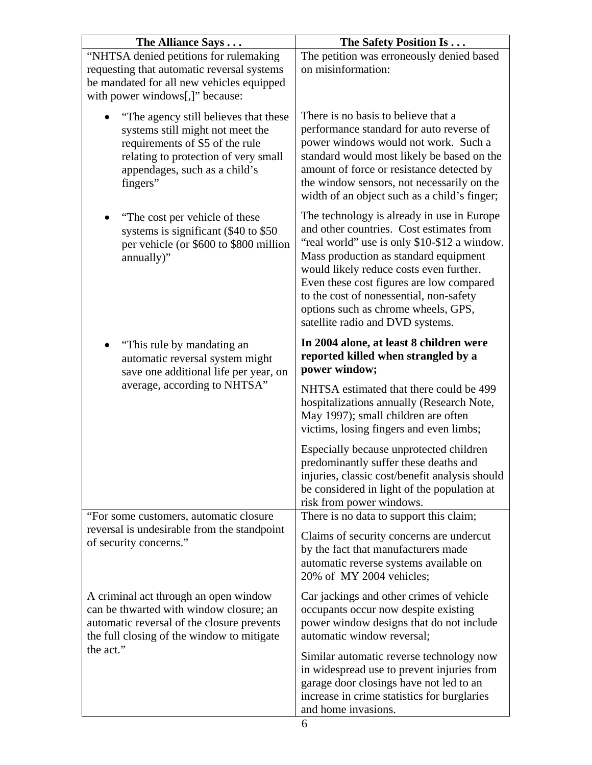| The Alliance Says . . . | The Safety Position Is . . . |
| --- | --- |
| "NHTSA denied petitions for rulemaking requesting that automatic reversal systems be mandated for all new vehicles equipped with power windows[,]" because: | The petition was erroneously denied based on misinformation: |
| • "The agency still believes that these systems still might not meet the requirements of S5 of the rule relating to protection of very small appendages, such as a child's fingers" | There is no basis to believe that a performance standard for auto reverse of power windows would not work. Such a standard would most likely be based on the amount of force or resistance detected by the window sensors, not necessarily on the width of an object such as a child's finger; |
| • "The cost per vehicle of these systems is significant ($40 to $50 per vehicle (or $600 to $800 million annually)" | The technology is already in use in Europe and other countries. Cost estimates from "real world" use is only $10-$12 a window. Mass production as standard equipment would likely reduce costs even further. Even these cost figures are low compared to the cost of nonessential, non-safety options such as chrome wheels, GPS, satellite radio and DVD systems. |
| • "This rule by mandating an automatic reversal system might save one additional life per year, on average, according to NHTSA" | **In 2004 alone, at least 8 children were reported killed when strangled by a power window;**<br><br>NHTSA estimated that there could be 499 hospitalizations annually (Research Note, May 1997); small children are often victims, losing fingers and even limbs;<br><br>Especially because unprotected children predominantly suffer these deaths and injuries, classic cost/benefit analysis should be considered in light of the population at risk from power windows. |
| "For some customers, automatic closure reversal is undesirable from the standpoint of security concerns."<br><br>A criminal act through an open window can be thwarted with window closure; an automatic reversal of the closure prevents the full closing of the window to mitigate the act." | There is no data to support this claim;<br><br>Claims of security concerns are undercut by the fact that manufacturers made automatic reverse systems available on 20% of MY 2004 vehicles;<br><br>Car jackings and other crimes of vehicle occupants occur now despite existing power window designs that do not include automatic window reversal;<br><br>Similar automatic reverse technology now in widespread use to prevent injuries from garage door closings have not led to an increase in crime statistics for burglaries and home invasions. |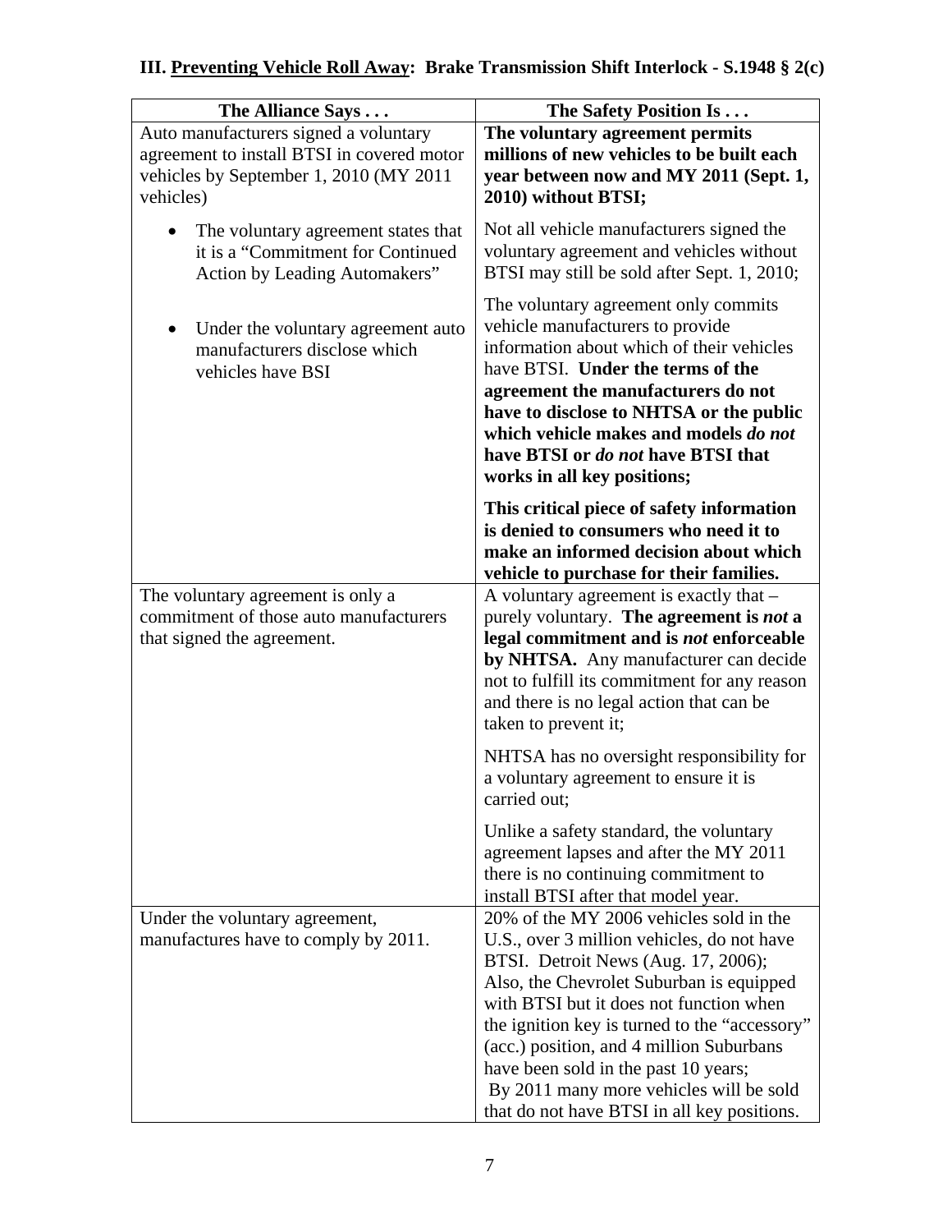### III. <u>Preventing Vehicle Roll Away</u>: Brake Transmission Shift Interlock - S.1948 § 2(c)

| The Alliance Says . . . | The Safety Position Is . . . |
|---|---|
| Auto manufacturers signed a voluntary agreement to install BTSI in covered motor vehicles by September 1, 2010 (MY 2011 vehicles)<br><br>• The voluntary agreement states that it is a "Commitment for Continued Action by Leading Automakers"<br><br>• Under the voluntary agreement auto manufacturers disclose which vehicles have BSI | **The voluntary agreement permits millions of new vehicles to be built each year between now and MY 2011 (Sept. 1, 2010) without BTSI;**<br><br>Not all vehicle manufacturers signed the voluntary agreement and vehicles without BTSI may still be sold after Sept. 1, 2010;<br><br>The voluntary agreement only commits vehicle manufacturers to provide information about which of their vehicles have BTSI. **Under the terms of the agreement the manufacturers do not have to disclose to NHTSA or the public which vehicle makes and models *do not* have BTSI or *do not* have BTSI that works in all key positions;**<br><br>**This critical piece of safety information is denied to consumers who need it to make an informed decision about which vehicle to purchase for their families.** |
| The voluntary agreement is only a commitment of those auto manufacturers that signed the agreement. | A voluntary agreement is exactly that – purely voluntary. **The agreement is *not* a legal commitment and is *not* enforceable by NHTSA.** Any manufacturer can decide not to fulfill its commitment for any reason and there is no legal action that can be taken to prevent it;<br><br>NHTSA has no oversight responsibility for a voluntary agreement to ensure it is carried out;<br><br>Unlike a safety standard, the voluntary agreement lapses and after the MY 2011 there is no continuing commitment to install BTSI after that model year. |
| Under the voluntary agreement, manufactures have to comply by 2011. | 20% of the MY 2006 vehicles sold in the U.S., over 3 million vehicles, do not have BTSI. Detroit News (Aug. 17, 2006); Also, the Chevrolet Suburban is equipped with BTSI but it does not function when the ignition key is turned to the "accessory" (acc.) position, and 4 million Suburbans have been sold in the past 10 years; By 2011 many more vehicles will be sold that do not have BTSI in all key positions. |